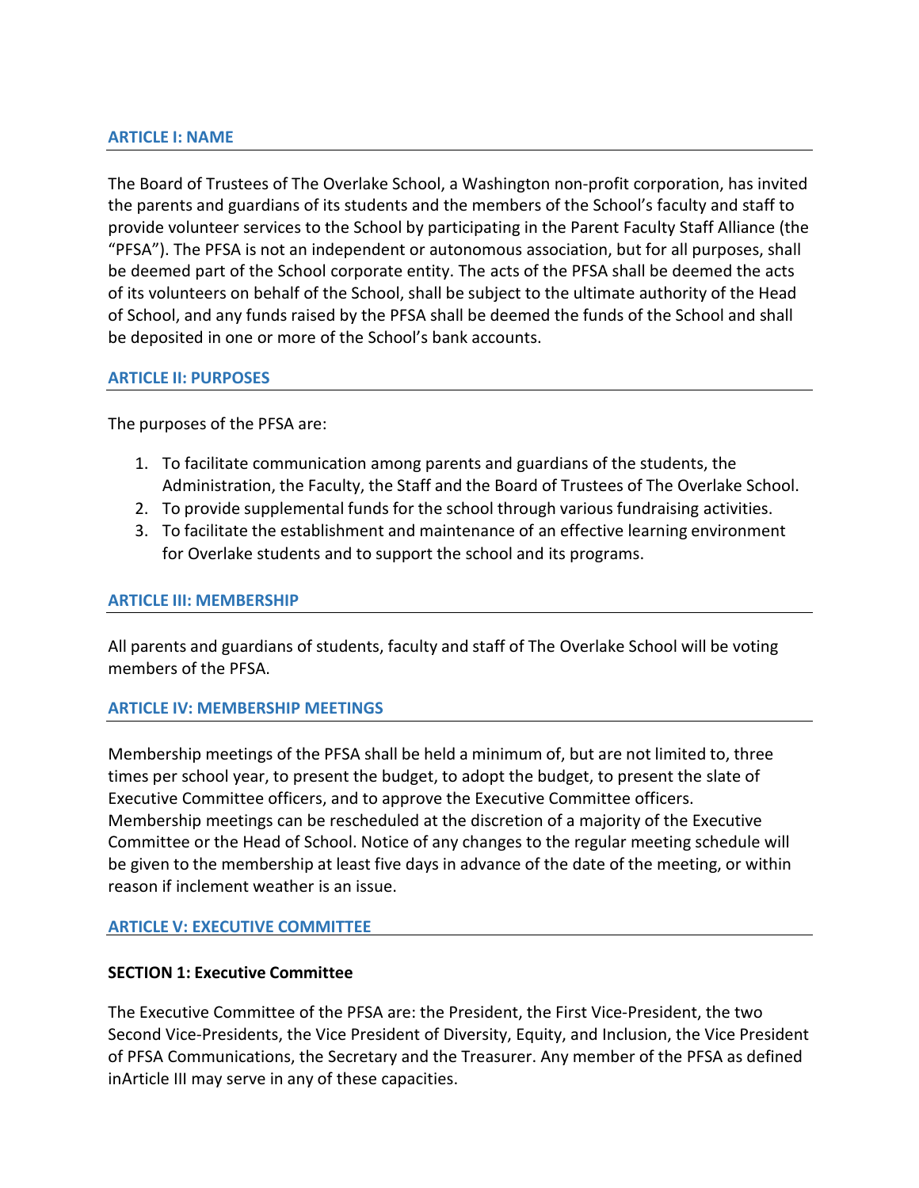## ARTICLE I: NAME

The Board of Trustees of The Overlake School, a Washington non-profit corporation, has invited the parents and guardians of its students and the members of the School's faculty and staff to provide volunteer services to the School by participating in the Parent Faculty Staff Alliance (the "PFSA"). The PFSA is not an independent or autonomous association, but for all purposes, shall be deemed part of the School corporate entity. The acts of the PFSA shall be deemed the acts of its volunteers on behalf of the School, shall be subject to the ultimate authority of the Head of School, and any funds raised by the PFSA shall be deemed the funds of the School and shall be deposited in one or more of the School's bank accounts.

## ARTICLE II: PURPOSES

The purposes of the PFSA are:

1. To facilitate communication among parents and guardians of the students, the Administration, the Faculty, the Staff and the Board of Trustees of The Overlake School.
2. To provide supplemental funds for the school through various fundraising activities.
3. To facilitate the establishment and maintenance of an effective learning environment for Overlake students and to support the school and its programs.

## ARTICLE III: MEMBERSHIP

All parents and guardians of students, faculty and staff of The Overlake School will be voting members of the PFSA.

## ARTICLE IV: MEMBERSHIP MEETINGS

Membership meetings of the PFSA shall be held a minimum of, but are not limited to, three times per school year, to present the budget, to adopt the budget, to present the slate of Executive Committee officers, and to approve the Executive Committee officers. Membership meetings can be rescheduled at the discretion of a majority of the Executive Committee or the Head of School. Notice of any changes to the regular meeting schedule will be given to the membership at least five days in advance of the date of the meeting, or within reason if inclement weather is an issue.

## ARTICLE V: EXECUTIVE COMMITTEE

### SECTION 1: Executive Committee

The Executive Committee of the PFSA are: the President, the First Vice-President, the two Second Vice-Presidents, the Vice President of Diversity, Equity, and Inclusion, the Vice President of PFSA Communications, the Secretary and the Treasurer. Any member of the PFSA as defined inArticle III may serve in any of these capacities.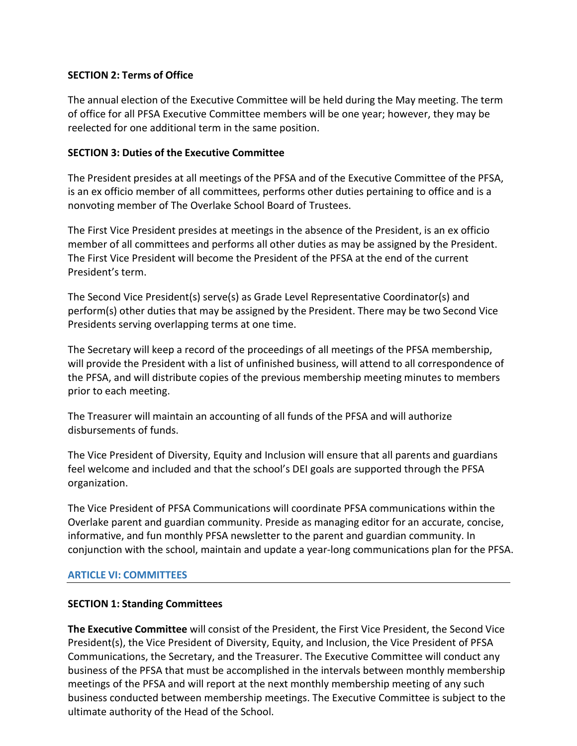**SECTION 2: Terms of Office**

The annual election of the Executive Committee will be held during the May meeting. The term of office for all PFSA Executive Committee members will be one year; however, they may be reelected for one additional term in the same position.

**SECTION 3: Duties of the Executive Committee**

The President presides at all meetings of the PFSA and of the Executive Committee of the PFSA, is an ex officio member of all committees, performs other duties pertaining to office and is a nonvoting member of The Overlake School Board of Trustees.

The First Vice President presides at meetings in the absence of the President, is an ex officio member of all committees and performs all other duties as may be assigned by the President. The First Vice President will become the President of the PFSA at the end of the current President's term.

The Second Vice President(s) serve(s) as Grade Level Representative Coordinator(s) and perform(s) other duties that may be assigned by the President. There may be two Second Vice Presidents serving overlapping terms at one time.

The Secretary will keep a record of the proceedings of all meetings of the PFSA membership, will provide the President with a list of unfinished business, will attend to all correspondence of the PFSA, and will distribute copies of the previous membership meeting minutes to members prior to each meeting.

The Treasurer will maintain an accounting of all funds of the PFSA and will authorize disbursements of funds.

The Vice President of Diversity, Equity and Inclusion will ensure that all parents and guardians feel welcome and included and that the school's DEI goals are supported through the PFSA organization.

The Vice President of PFSA Communications will coordinate PFSA communications within the Overlake parent and guardian community. Preside as managing editor for an accurate, concise, informative, and fun monthly PFSA newsletter to the parent and guardian community. In conjunction with the school, maintain and update a year-long communications plan for the PFSA.

## ARTICLE VI: COMMITTEES

**SECTION 1: Standing Committees**

**The Executive Committee** will consist of the President, the First Vice President, the Second Vice President(s), the Vice President of Diversity, Equity, and Inclusion, the Vice President of PFSA Communications, the Secretary, and the Treasurer. The Executive Committee will conduct any business of the PFSA that must be accomplished in the intervals between monthly membership meetings of the PFSA and will report at the next monthly membership meeting of any such business conducted between membership meetings. The Executive Committee is subject to the ultimate authority of the Head of the School.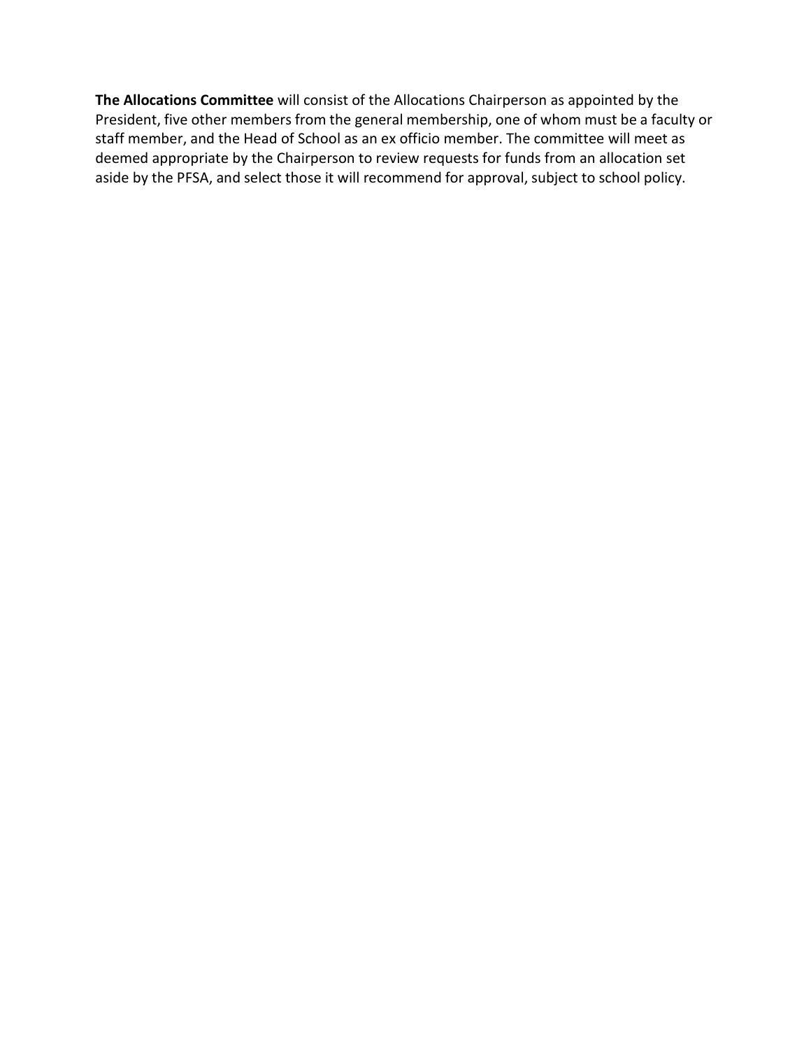**The Allocations Committee** will consist of the Allocations Chairperson as appointed by the President, five other members from the general membership, one of whom must be a faculty or staff member, and the Head of School as an ex officio member. The committee will meet as deemed appropriate by the Chairperson to review requests for funds from an allocation set aside by the PFSA, and select those it will recommend for approval, subject to school policy.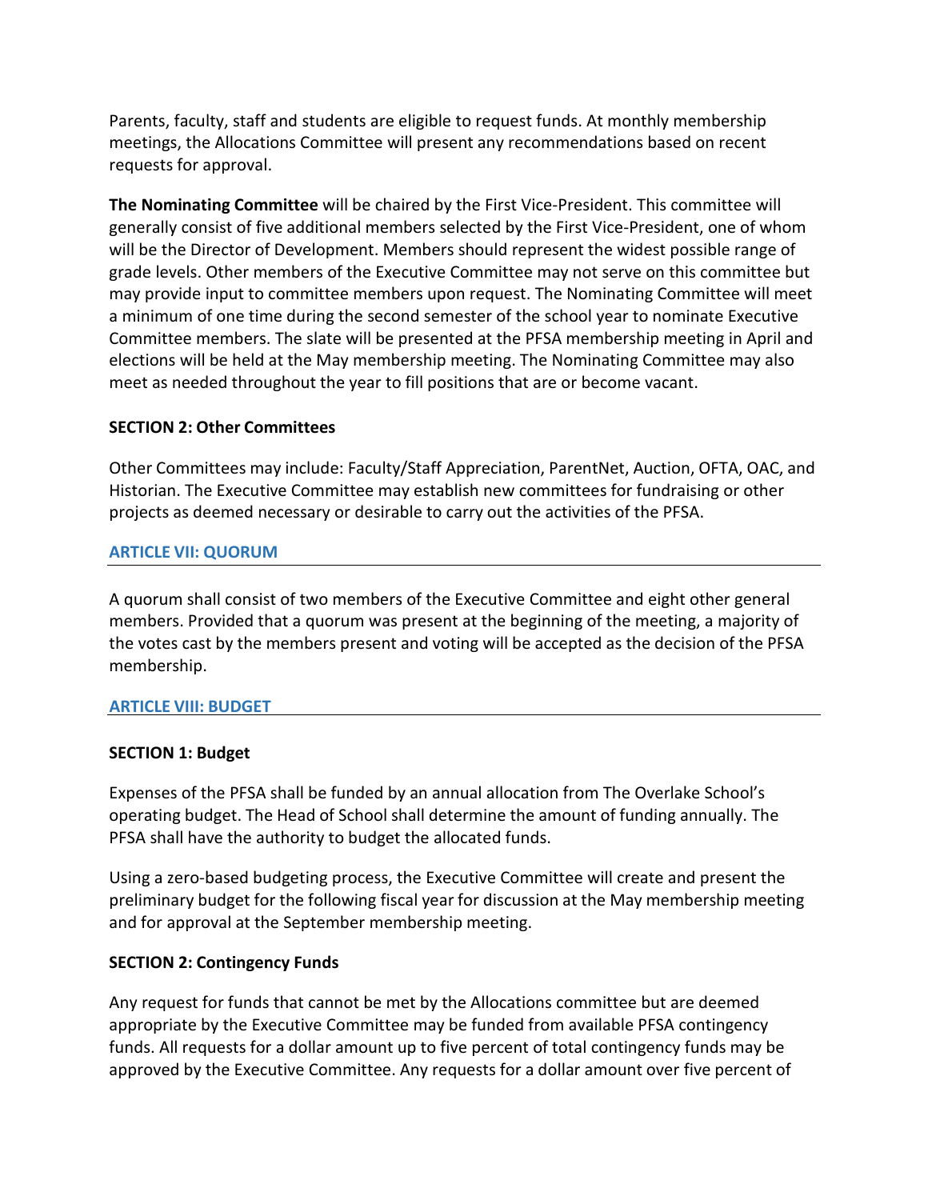Parents, faculty, staff and students are eligible to request funds. At monthly membership meetings, the Allocations Committee will present any recommendations based on recent requests for approval.

**The Nominating Committee** will be chaired by the First Vice-President. This committee will generally consist of five additional members selected by the First Vice-President, one of whom will be the Director of Development. Members should represent the widest possible range of grade levels. Other members of the Executive Committee may not serve on this committee but may provide input to committee members upon request. The Nominating Committee will meet a minimum of one time during the second semester of the school year to nominate Executive Committee members. The slate will be presented at the PFSA membership meeting in April and elections will be held at the May membership meeting. The Nominating Committee may also meet as needed throughout the year to fill positions that are or become vacant.

**SECTION 2: Other Committees**

Other Committees may include: Faculty/Staff Appreciation, ParentNet, Auction, OFTA, OAC, and Historian. The Executive Committee may establish new committees for fundraising or other projects as deemed necessary or desirable to carry out the activities of the PFSA.

## ARTICLE VII: QUORUM

A quorum shall consist of two members of the Executive Committee and eight other general members. Provided that a quorum was present at the beginning of the meeting, a majority of the votes cast by the members present and voting will be accepted as the decision of the PFSA membership.

## ARTICLE VIII: BUDGET

**SECTION 1: Budget**

Expenses of the PFSA shall be funded by an annual allocation from The Overlake School's operating budget. The Head of School shall determine the amount of funding annually. The PFSA shall have the authority to budget the allocated funds.

Using a zero-based budgeting process, the Executive Committee will create and present the preliminary budget for the following fiscal year for discussion at the May membership meeting and for approval at the September membership meeting.

**SECTION 2: Contingency Funds**

Any request for funds that cannot be met by the Allocations committee but are deemed appropriate by the Executive Committee may be funded from available PFSA contingency funds. All requests for a dollar amount up to five percent of total contingency funds may be approved by the Executive Committee. Any requests for a dollar amount over five percent of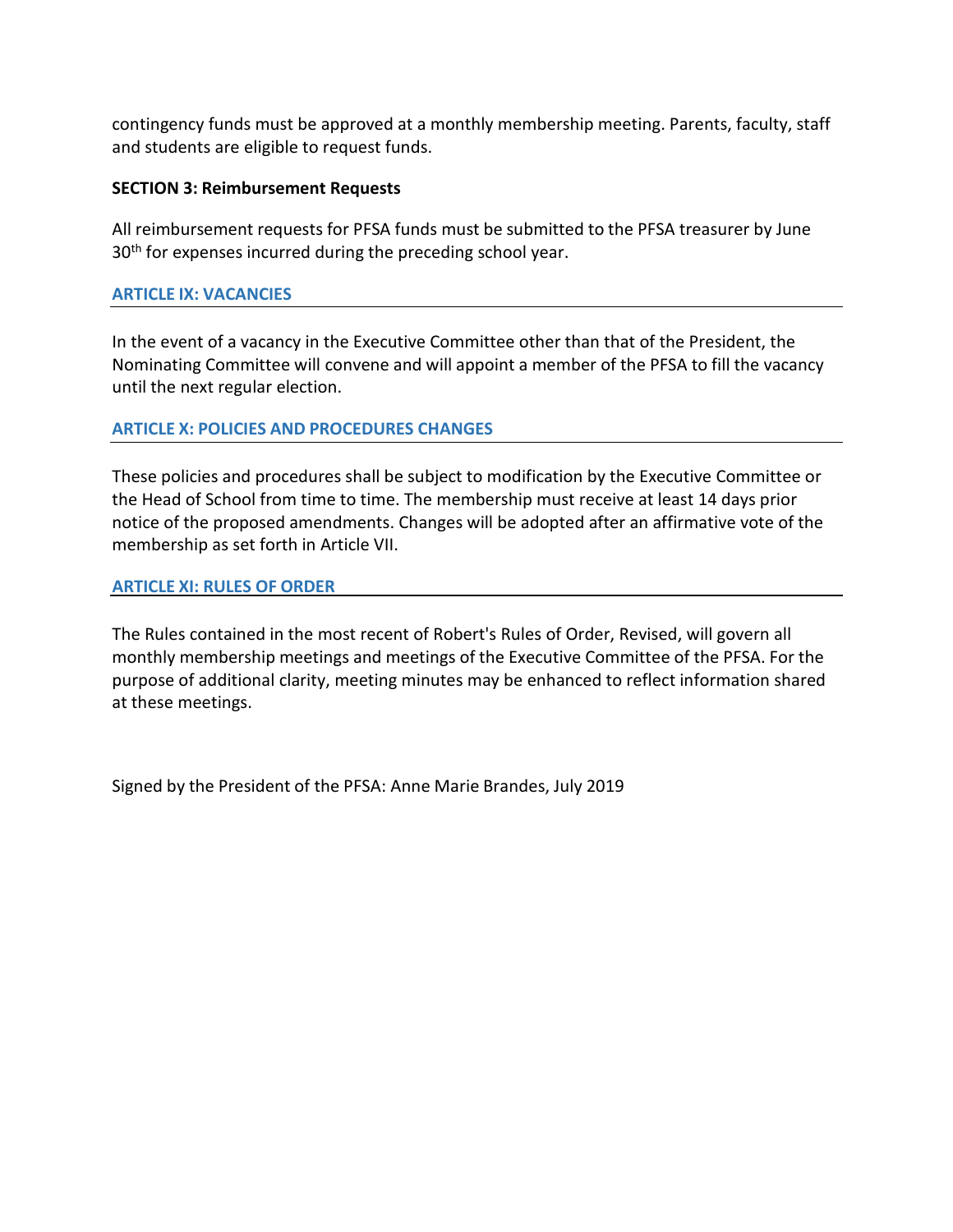contingency funds must be approved at a monthly membership meeting. Parents, faculty, staff and students are eligible to request funds.

**SECTION 3: Reimbursement Requests**

All reimbursement requests for PFSA funds must be submitted to the PFSA treasurer by June 30th for expenses incurred during the preceding school year.

## ARTICLE IX: VACANCIES

In the event of a vacancy in the Executive Committee other than that of the President, the Nominating Committee will convene and will appoint a member of the PFSA to fill the vacancy until the next regular election.

## ARTICLE X: POLICIES AND PROCEDURES CHANGES

These policies and procedures shall be subject to modification by the Executive Committee or the Head of School from time to time. The membership must receive at least 14 days prior notice of the proposed amendments. Changes will be adopted after an affirmative vote of the membership as set forth in Article VII.

## ARTICLE XI: RULES OF ORDER

The Rules contained in the most recent of Robert's Rules of Order, Revised, will govern all monthly membership meetings and meetings of the Executive Committee of the PFSA. For the purpose of additional clarity, meeting minutes may be enhanced to reflect information shared at these meetings.

Signed by the President of the PFSA: Anne Marie Brandes, July 2019